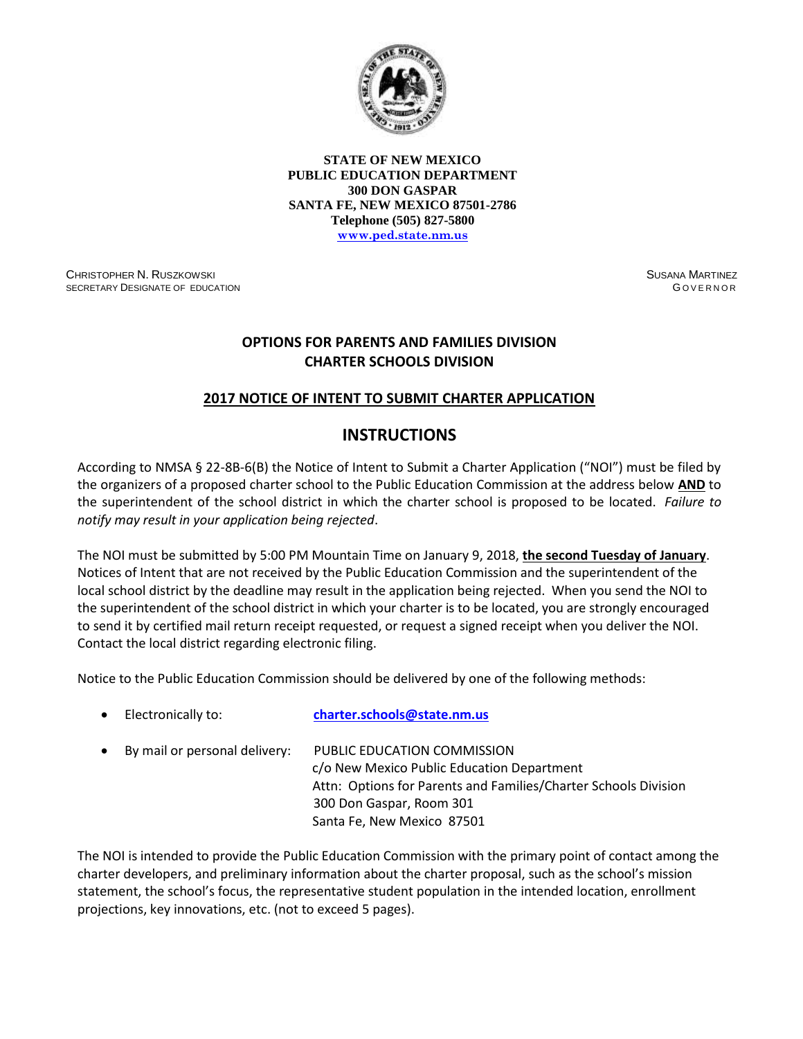**STATE OF NEW MEXICO**
**PUBLIC EDUCATION DEPARTMENT**
**300 DON GASPAR**
**SANTA FE, NEW MEXICO 87501-2786**
**Telephone (505) 827-5800**
**www.ped.state.nm.us**

CHRISTOPHER N. RUSZKOWSKI
SECRETARY DESIGNATE OF EDUCATION

SUSANA MARTINEZ
GOVERNOR

## OPTIONS FOR PARENTS AND FAMILIES DIVISION
## CHARTER SCHOOLS DIVISION

### 2017 NOTICE OF INTENT TO SUBMIT CHARTER APPLICATION

# INSTRUCTIONS

According to NMSA § 22-8B-6(B) the Notice of Intent to Submit a Charter Application ("NOI") must be filed by the organizers of a proposed charter school to the Public Education Commission at the address below **AND** to the superintendent of the school district in which the charter school is proposed to be located. *Failure to notify may result in your application being rejected*.

The NOI must be submitted by 5:00 PM Mountain Time on January 9, 2018, **the second Tuesday of January**. Notices of Intent that are not received by the Public Education Commission and the superintendent of the local school district by the deadline may result in the application being rejected. When you send the NOI to the superintendent of the school district in which your charter is to be located, you are strongly encouraged to send it by certified mail return receipt requested, or request a signed receipt when you deliver the NOI. Contact the local district regarding electronic filing.

Notice to the Public Education Commission should be delivered by one of the following methods:

- Electronically to: **charter.schools@state.nm.us**
- By mail or personal delivery: PUBLIC EDUCATION COMMISSION
  c/o New Mexico Public Education Department
  Attn: Options for Parents and Families/Charter Schools Division
  300 Don Gaspar, Room 301
  Santa Fe, New Mexico 87501

The NOI is intended to provide the Public Education Commission with the primary point of contact among the charter developers, and preliminary information about the charter proposal, such as the school's mission statement, the school's focus, the representative student population in the intended location, enrollment projections, key innovations, etc. (not to exceed 5 pages).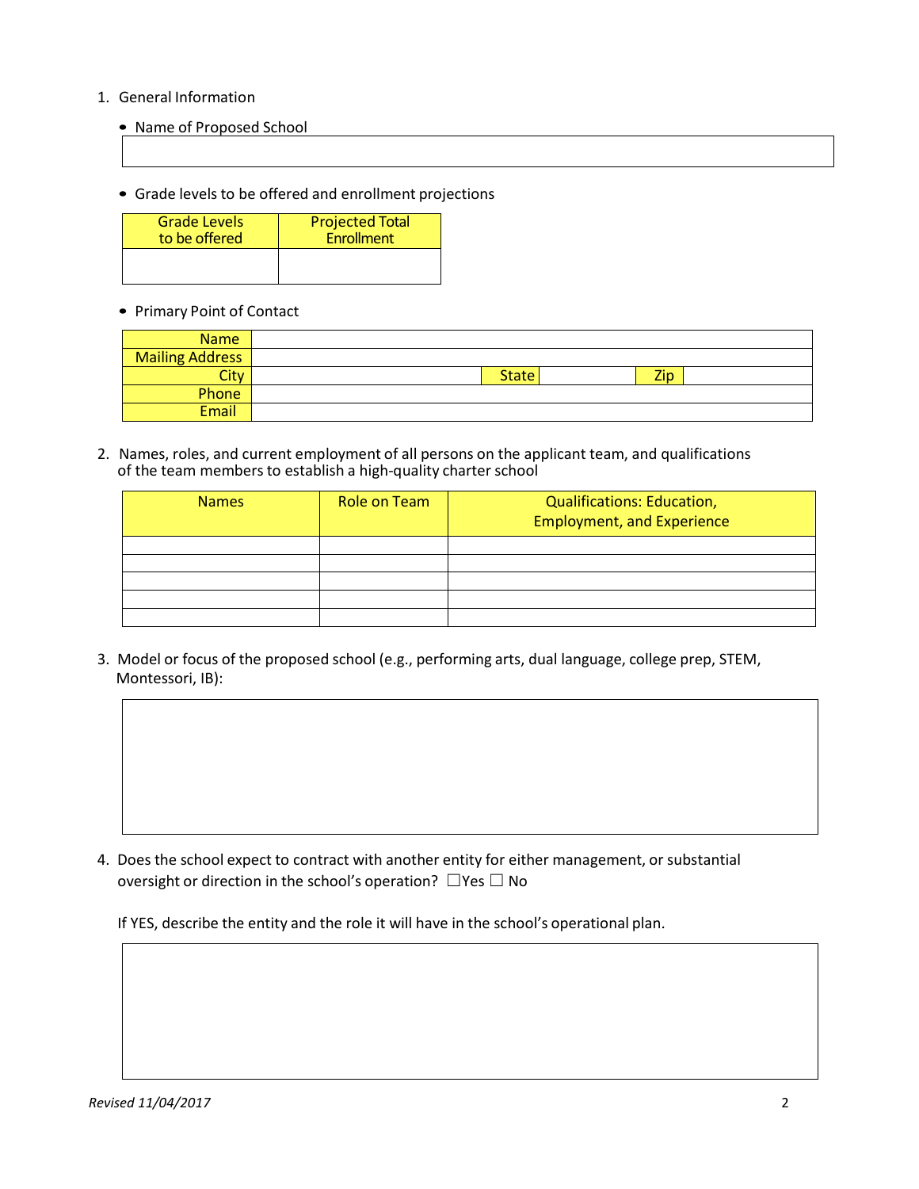1. General Information

   - Name of Proposed School

| |
|---|
| |

   - Grade levels to be offered and enrollment projections

| Grade Levels to be offered | Projected Total Enrollment |
|---|---|
| | |

   - Primary Point of Contact

| | | | | | |
|---|---|---|---|---|---|
| Name | | | | | |
| Mailing Address | | | | | |
| City | | State | | Zip | |
| Phone | | | | | |
| Email | | | | | |

2. Names, roles, and current employment of all persons on the applicant team, and qualifications of the team members to establish a high-quality charter school

| Names | Role on Team | Qualifications: Education, Employment, and Experience |
|---|---|---|
| | | |
| | | |
| | | |
| | | |
| | | |

3. Model or focus of the proposed school (e.g., performing arts, dual language, college prep, STEM, Montessori, IB):

| |
|---|
| |

4. Does the school expect to contract with another entity for either management, or substantial oversight or direction in the school's operation? ☐Yes ☐ No

   If YES, describe the entity and the role it will have in the school's operational plan.

| |
|---|
| |

*Revised 11/04/2017*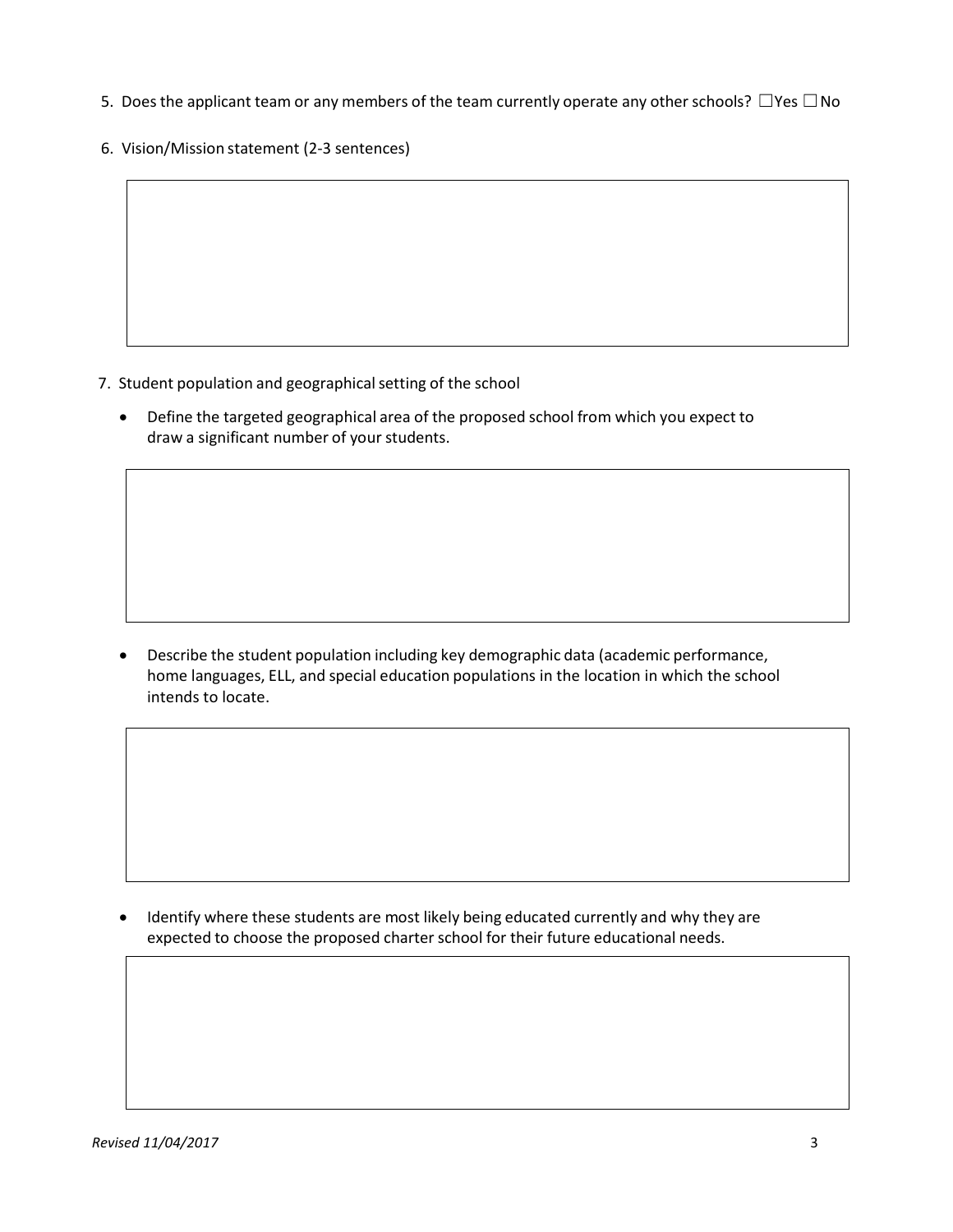5. Does the applicant team or any members of the team currently operate any other schools? ☐Yes ☐No

6. Vision/Mission statement (2-3 sentences)

7. Student population and geographical setting of the school

   - Define the targeted geographical area of the proposed school from which you expect to draw a significant number of your students.

   - Describe the student population including key demographic data (academic performance, home languages, ELL, and special education populations in the location in which the school intends to locate.

   - Identify where these students are most likely being educated currently and why they are expected to choose the proposed charter school for their future educational needs.

*Revised 11/04/2017*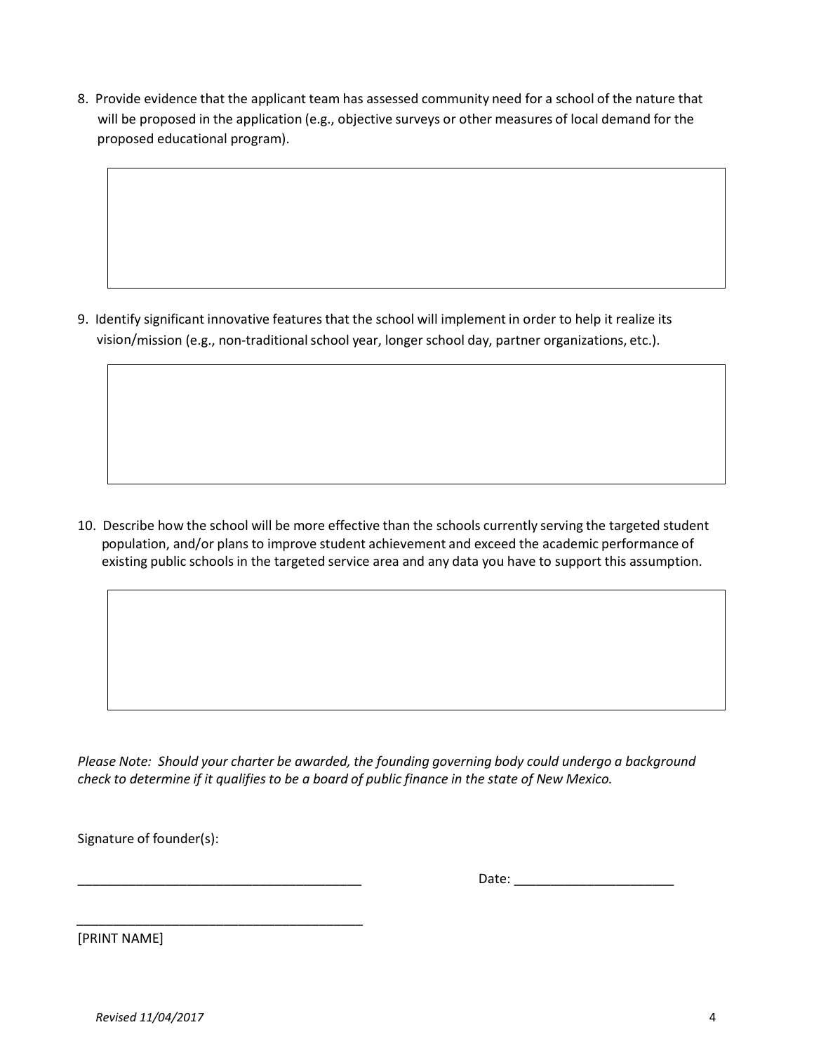8. Provide evidence that the applicant team has assessed community need for a school of the nature that will be proposed in the application (e.g., objective surveys or other measures of local demand for the proposed educational program).

9. Identify significant innovative features that the school will implement in order to help it realize its vision/mission (e.g., non-traditional school year, longer school day, partner organizations, etc.).

10. Describe how the school will be more effective than the schools currently serving the targeted student population, and/or plans to improve student achievement and exceed the academic performance of existing public schools in the targeted service area and any data you have to support this assumption.

*Please Note: Should your charter be awarded, the founding governing body could undergo a background check to determine if it qualifies to be a board of public finance in the state of New Mexico.*

Signature of founder(s):

________________________________________ Date: ______________________

________________________________________
[PRINT NAME]

*Revised 11/04/2017*